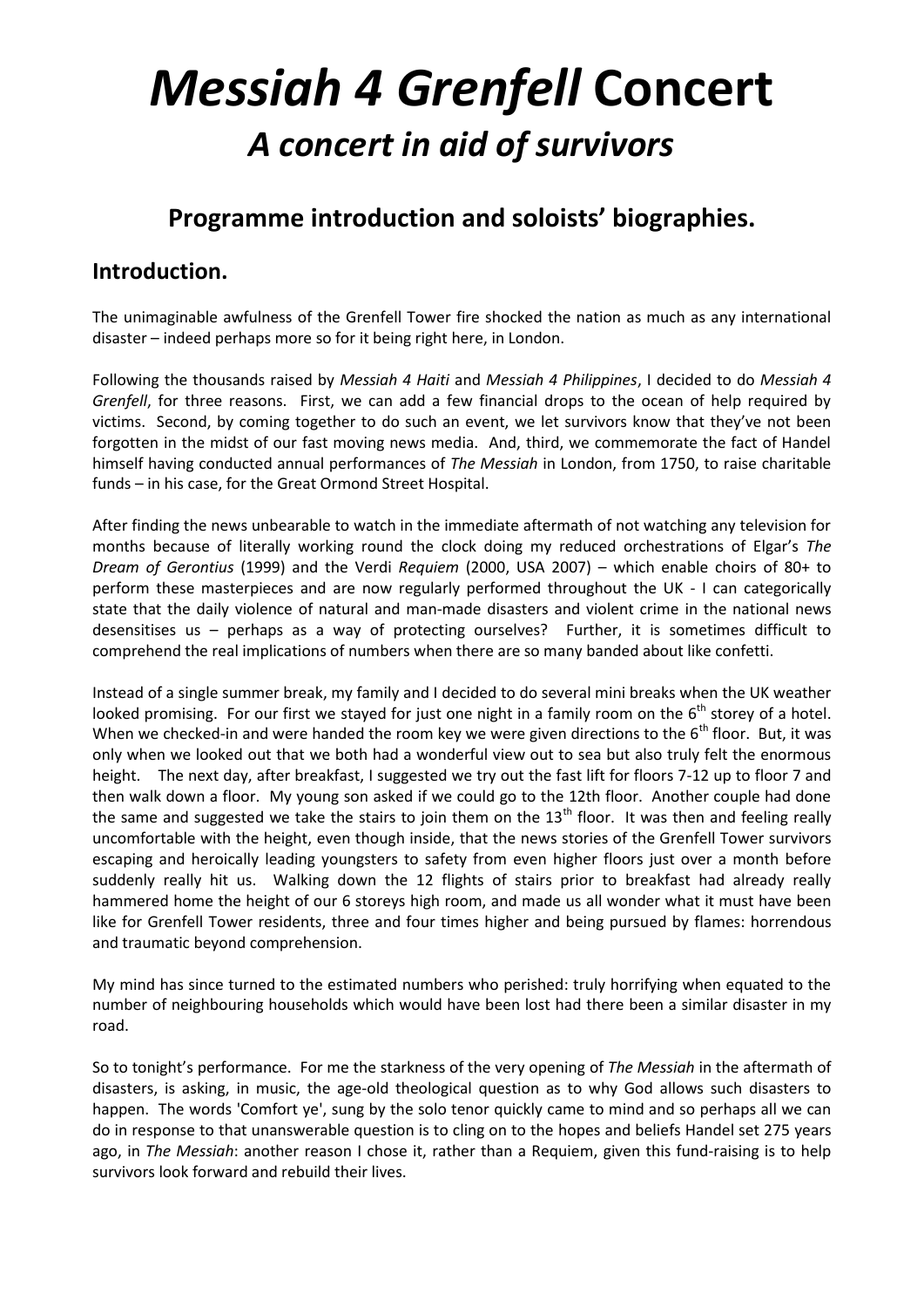# *Messiah 4 Grenfell* Concert

## *A concert in aid of survivors*

### Programme introduction and soloists' biographies.

## Introduction.

The unimaginable awfulness of the Grenfell Tower fire shocked the nation as much as any international disaster – indeed perhaps more so for it being right here, in London.

Following the thousands raised by *Messiah 4 Haiti* and *Messiah 4 Philippines*, I decided to do *Messiah 4 Grenfell*, for three reasons. First, we can add a few financial drops to the ocean of help required by victims. Second, by coming together to do such an event, we let survivors know that they've not been forgotten in the midst of our fast moving news media. And, third, we commemorate the fact of Handel himself having conducted annual performances of *The Messiah* in London, from 1750, to raise charitable funds – in his case, for the Great Ormond Street Hospital.

After finding the news unbearable to watch in the immediate aftermath of not watching any television for months because of literally working round the clock doing my reduced orchestrations of Elgar's *The Dream of Gerontius* (1999) and the Verdi *Requiem* (2000, USA 2007) – which enable choirs of 80+ to perform these masterpieces and are now regularly performed throughout the UK - I can categorically state that the daily violence of natural and man-made disasters and violent crime in the national news desensitises us – perhaps as a way of protecting ourselves? Further, it is sometimes difficult to comprehend the real implications of numbers when there are so many banded about like confetti.

Instead of a single summer break, my family and I decided to do several mini breaks when the UK weather looked promising. For our first we stayed for just one night in a family room on the 6th storey of a hotel. When we checked-in and were handed the room key we were given directions to the 6th floor. But, it was only when we looked out that we both had a wonderful view out to sea but also truly felt the enormous height. The next day, after breakfast, I suggested we try out the fast lift for floors 7-12 up to floor 7 and then walk down a floor. My young son asked if we could go to the 12th floor. Another couple had done the same and suggested we take the stairs to join them on the 13th floor. It was then and feeling really uncomfortable with the height, even though inside, that the news stories of the Grenfell Tower survivors escaping and heroically leading youngsters to safety from even higher floors just over a month before suddenly really hit us. Walking down the 12 flights of stairs prior to breakfast had already really hammered home the height of our 6 storeys high room, and made us all wonder what it must have been like for Grenfell Tower residents, three and four times higher and being pursued by flames: horrendous and traumatic beyond comprehension.

My mind has since turned to the estimated numbers who perished: truly horrifying when equated to the number of neighbouring households which would have been lost had there been a similar disaster in my road.

So to tonight's performance. For me the starkness of the very opening of *The Messiah* in the aftermath of disasters, is asking, in music, the age-old theological question as to why God allows such disasters to happen. The words 'Comfort ye', sung by the solo tenor quickly came to mind and so perhaps all we can do in response to that unanswerable question is to cling on to the hopes and beliefs Handel set 275 years ago, in *The Messiah*: another reason I chose it, rather than a Requiem, given this fund-raising is to help survivors look forward and rebuild their lives.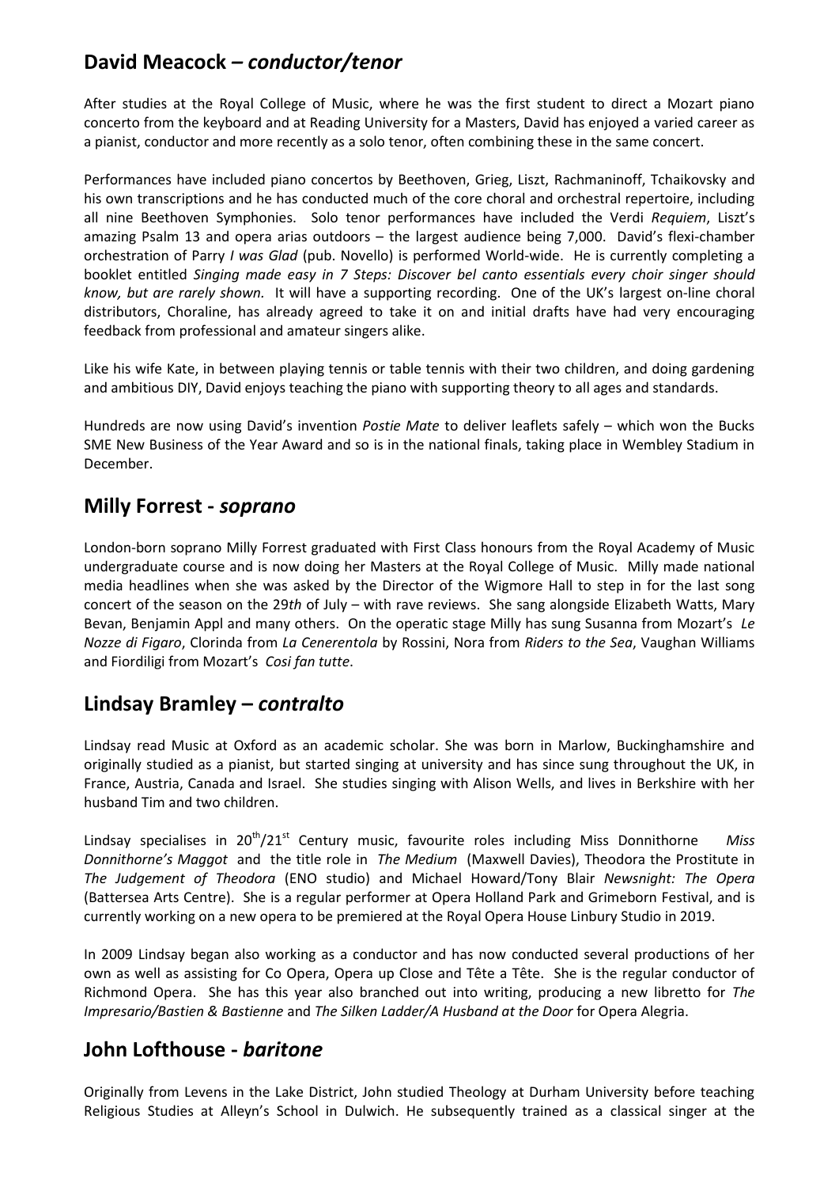## David Meacock – *conductor/tenor*

After studies at the Royal College of Music, where he was the first student to direct a Mozart piano concerto from the keyboard and at Reading University for a Masters, David has enjoyed a varied career as a pianist, conductor and more recently as a solo tenor, often combining these in the same concert.

Performances have included piano concertos by Beethoven, Grieg, Liszt, Rachmaninoff, Tchaikovsky and his own transcriptions and he has conducted much of the core choral and orchestral repertoire, including all nine Beethoven Symphonies. Solo tenor performances have included the Verdi *Requiem*, Liszt's amazing Psalm 13 and opera arias outdoors – the largest audience being 7,000. David's flexi-chamber orchestration of Parry *I was Glad* (pub. Novello) is performed World-wide. He is currently completing a booklet entitled *Singing made easy in 7 Steps: Discover bel canto essentials every choir singer should know, but are rarely shown.* It will have a supporting recording. One of the UK's largest on-line choral distributors, Choraline, has already agreed to take it on and initial drafts have had very encouraging feedback from professional and amateur singers alike.

Like his wife Kate, in between playing tennis or table tennis with their two children, and doing gardening and ambitious DIY, David enjoys teaching the piano with supporting theory to all ages and standards.

Hundreds are now using David's invention *Postie Mate* to deliver leaflets safely – which won the Bucks SME New Business of the Year Award and so is in the national finals, taking place in Wembley Stadium in December.

## Milly Forrest - *soprano*

London-born soprano Milly Forrest graduated with First Class honours from the Royal Academy of Music undergraduate course and is now doing her Masters at the Royal College of Music. Milly made national media headlines when she was asked by the Director of the Wigmore Hall to step in for the last song concert of the season on the 29*th* of July – with rave reviews. She sang alongside Elizabeth Watts, Mary Bevan, Benjamin Appl and many others. On the operatic stage Milly has sung Susanna from Mozart's *Le Nozze di Figaro*, Clorinda from *La Cenerentola* by Rossini, Nora from *Riders to the Sea*, Vaughan Williams and Fiordiligi from Mozart's *Cosi fan tutte*.

## Lindsay Bramley – *contralto*

Lindsay read Music at Oxford as an academic scholar. She was born in Marlow, Buckinghamshire and originally studied as a pianist, but started singing at university and has since sung throughout the UK, in France, Austria, Canada and Israel. She studies singing with Alison Wells, and lives in Berkshire with her husband Tim and two children.

Lindsay specialises in 20th/21st Century music, favourite roles including Miss Donnithorne *Miss Donnithorne's Maggot* and the title role in *The Medium* (Maxwell Davies), Theodora the Prostitute in *The Judgement of Theodora* (ENO studio) and Michael Howard/Tony Blair *Newsnight: The Opera* (Battersea Arts Centre). She is a regular performer at Opera Holland Park and Grimeborn Festival, and is currently working on a new opera to be premiered at the Royal Opera House Linbury Studio in 2019.

In 2009 Lindsay began also working as a conductor and has now conducted several productions of her own as well as assisting for Co Opera, Opera up Close and Tête a Tête. She is the regular conductor of Richmond Opera. She has this year also branched out into writing, producing a new libretto for *The Impresario/Bastien & Bastienne* and *The Silken Ladder/A Husband at the Door* for Opera Alegria.

## John Lofthouse - *baritone*

Originally from Levens in the Lake District, John studied Theology at Durham University before teaching Religious Studies at Alleyn's School in Dulwich. He subsequently trained as a classical singer at the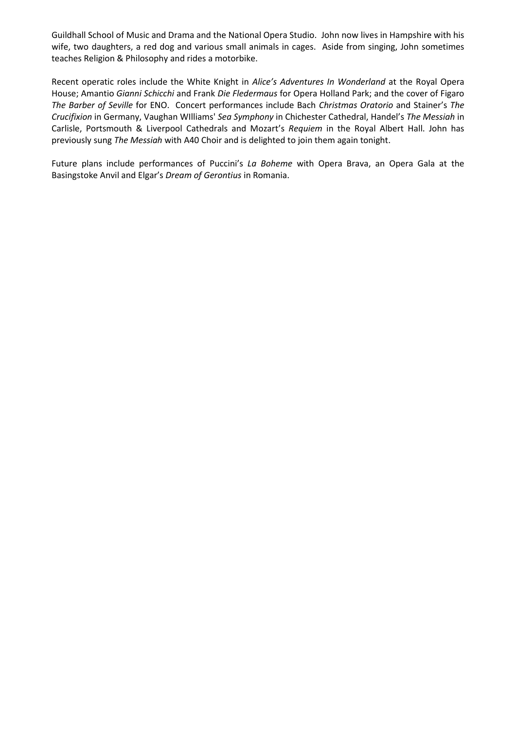Guildhall School of Music and Drama and the National Opera Studio. John now lives in Hampshire with his wife, two daughters, a red dog and various small animals in cages. Aside from singing, John sometimes teaches Religion & Philosophy and rides a motorbike.

Recent operatic roles include the White Knight in *Alice's Adventures In Wonderland* at the Royal Opera House; Amantio *Gianni Schicchi* and Frank *Die Fledermaus* for Opera Holland Park; and the cover of Figaro *The Barber of Seville* for ENO. Concert performances include Bach *Christmas Oratorio* and Stainer's *The Crucifixion* in Germany, Vaughan WIlliams' *Sea Symphony* in Chichester Cathedral, Handel's *The Messiah* in Carlisle, Portsmouth & Liverpool Cathedrals and Mozart's *Requiem* in the Royal Albert Hall. John has previously sung *The Messiah* with A40 Choir and is delighted to join them again tonight.

Future plans include performances of Puccini's *La Boheme* with Opera Brava, an Opera Gala at the Basingstoke Anvil and Elgar's *Dream of Gerontius* in Romania.